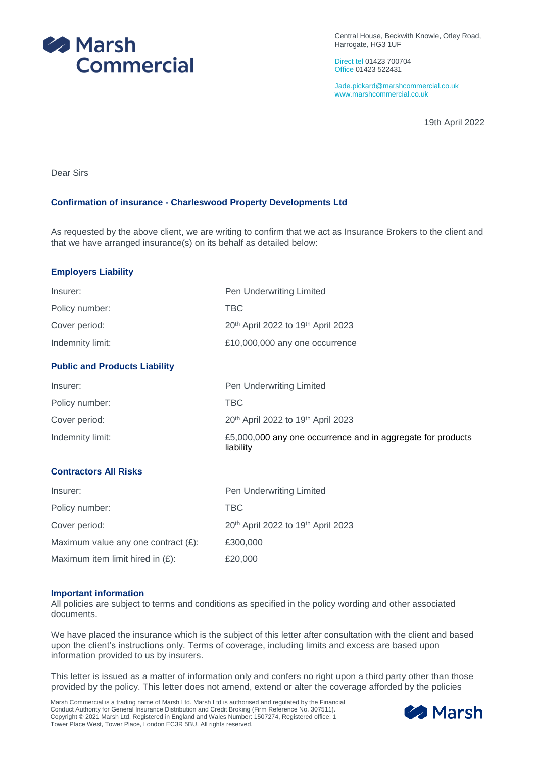Marsh Commercial

Central House, Beckwith Knowle, Otley Road, Harrogate, HG3 1UF

Direct tel 01423 700704
Office 01423 522431

Jade.pickard@marshcommercial.co.uk
www.marshcommercial.co.uk

19th April 2022

Dear Sirs

**Confirmation of insurance - Charleswood Property Developments Ltd**

As requested by the above client, we are writing to confirm that we act as Insurance Brokers to the client and that we have arranged insurance(s) on its behalf as detailed below:

### Employers Liability

| | |
|---|---|
| Insurer: | Pen Underwriting Limited |
| Policy number: | TBC |
| Cover period: | 20th April 2022 to 19th April 2023 |
| Indemnity limit: | £10,000,000 any one occurrence |

### Public and Products Liability

| | |
|---|---|
| Insurer: | Pen Underwriting Limited |
| Policy number: | TBC |
| Cover period: | 20th April 2022 to 19th April 2023 |
| Indemnity limit: | £5,000,000 any one occurrence and in aggregate for products liability |

### Contractors All Risks

| | |
|---|---|
| Insurer: | Pen Underwriting Limited |
| Policy number: | TBC |
| Cover period: | 20th April 2022 to 19th April 2023 |
| Maximum value any one contract (£): | £300,000 |
| Maximum item limit hired in (£): | £20,000 |

### Important information

All policies are subject to terms and conditions as specified in the policy wording and other associated documents.

We have placed the insurance which is the subject of this letter after consultation with the client and based upon the client's instructions only. Terms of coverage, including limits and excess are based upon information provided to us by insurers.

This letter is issued as a matter of information only and confers no right upon a third party other than those provided by the policy. This letter does not amend, extend or alter the coverage afforded by the policies

Marsh Commercial is a trading name of Marsh Ltd. Marsh Ltd is authorised and regulated by the Financial Conduct Authority for General Insurance Distribution and Credit Broking (Firm Reference No. 307511). Copyright © 2021 Marsh Ltd. Registered in England and Wales Number: 1507274, Registered office: 1 Tower Place West, Tower Place, London EC3R 5BU. All rights reserved.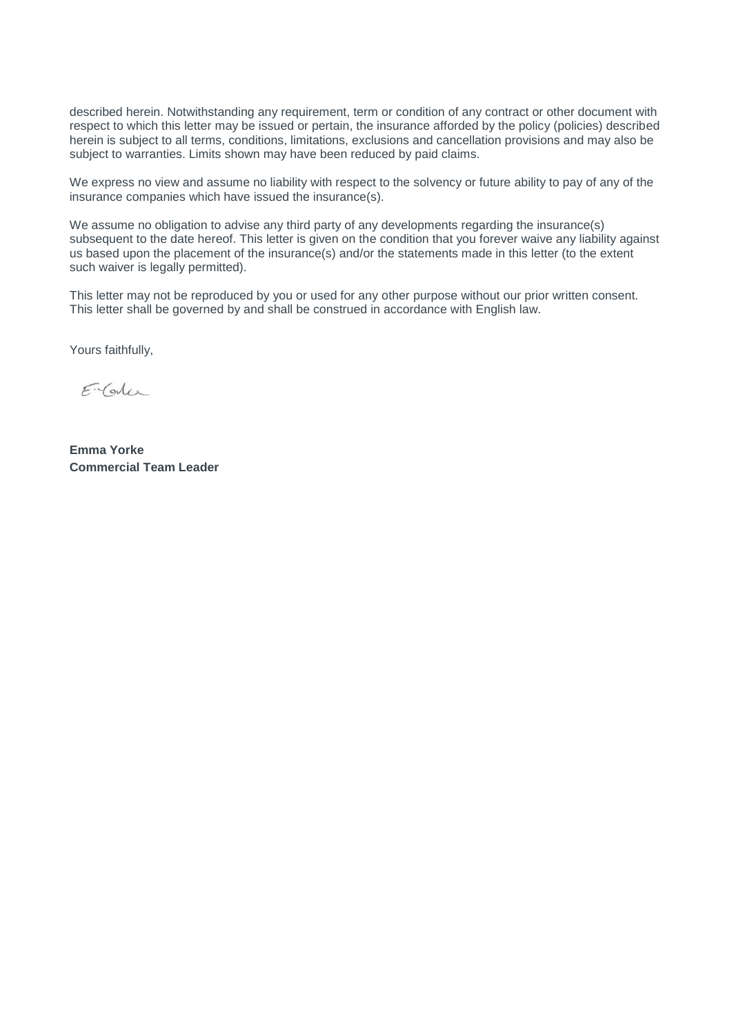described herein. Notwithstanding any requirement, term or condition of any contract or other document with respect to which this letter may be issued or pertain, the insurance afforded by the policy (policies) described herein is subject to all terms, conditions, limitations, exclusions and cancellation provisions and may also be subject to warranties. Limits shown may have been reduced by paid claims.

We express no view and assume no liability with respect to the solvency or future ability to pay of any of the insurance companies which have issued the insurance(s).

We assume no obligation to advise any third party of any developments regarding the insurance(s) subsequent to the date hereof. This letter is given on the condition that you forever waive any liability against us based upon the placement of the insurance(s) and/or the statements made in this letter (to the extent such waiver is legally permitted).

This letter may not be reproduced by you or used for any other purpose without our prior written consent. This letter shall be governed by and shall be construed in accordance with English law.

Yours faithfully,

**Emma Yorke**
**Commercial Team Leader**